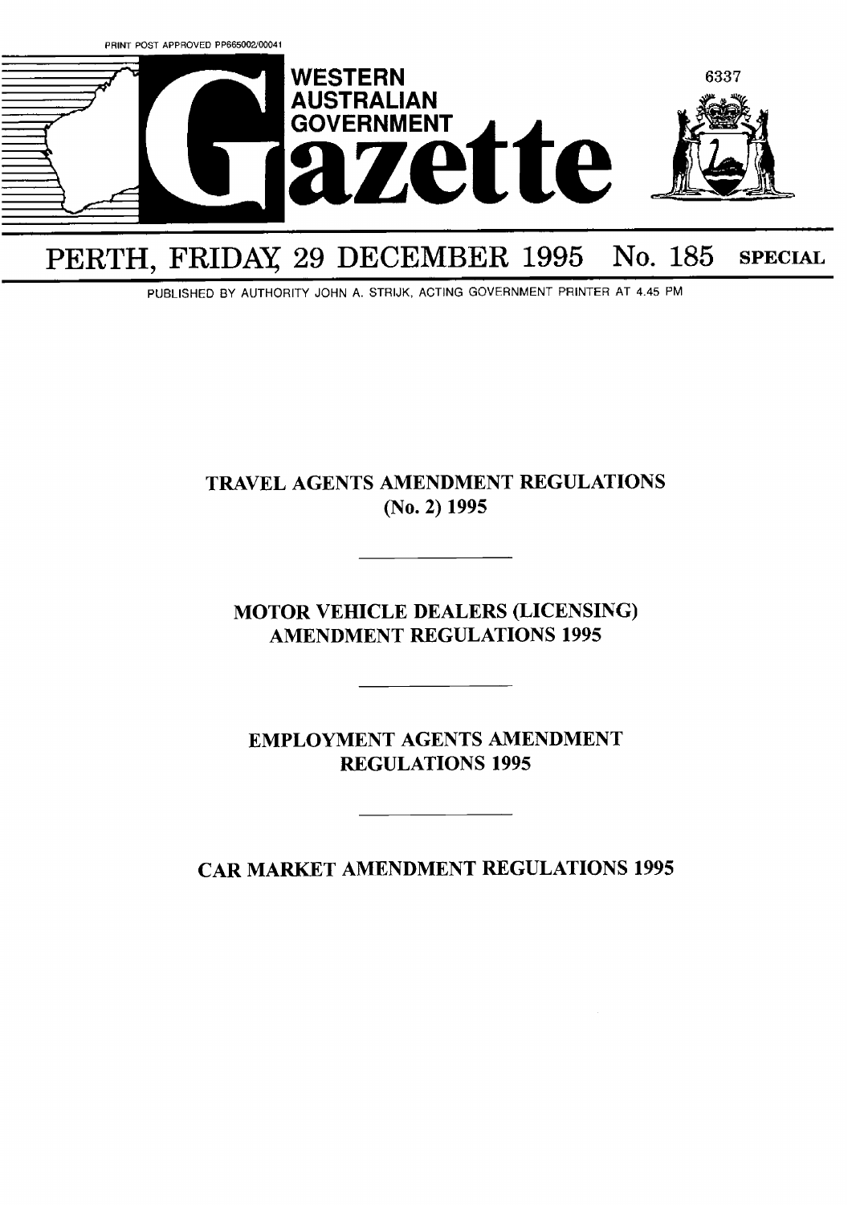PRINT POST APPROVED PP665002/00041

# WESTERN AUSTRALIAN GOVERNMENT Gazette

6337

## PERTH, FRIDAY, 29 DECEMBER 1995 No. 185 SPECIAL

PUBLISHED BY AUTHORITY JOHN A. STRIJK, ACTING GOVERNMENT PRINTER AT 4.45 PM

## TRAVEL AGENTS AMENDMENT REGULATIONS (No. 2) 1995

---

## MOTOR VEHICLE DEALERS (LICENSING) AMENDMENT REGULATIONS 1995

---

## EMPLOYMENT AGENTS AMENDMENT REGULATIONS 1995

---

## CAR MARKET AMENDMENT REGULATIONS 1995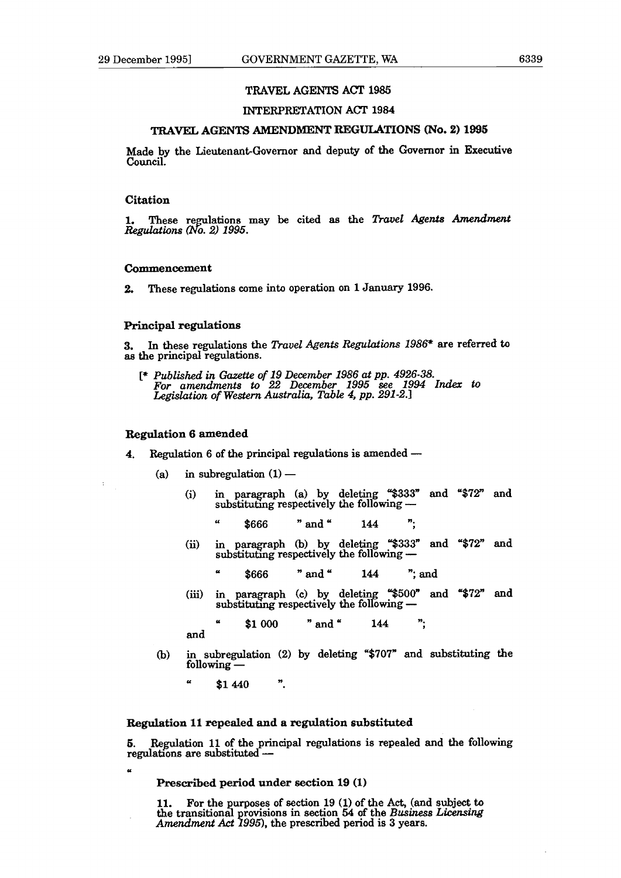TRAVEL AGENTS ACT 1985

INTERPRETATION ACT 1984

**TRAVEL AGENTS AMENDMENT REGULATIONS (No. 2) 1995**

Made by the Lieutenant-Governor and deputy of the Governor in Executive Council.

### Citation

**1.** These regulations may be cited as the *Travel Agents Amendment Regulations (No. 2) 1995*.

### Commencement

**2.** These regulations come into operation on 1 January 1996.

### Principal regulations

**3.** In these regulations the *Travel Agents Regulations 1986*\* are referred to as the principal regulations.

[\* *Published in Gazette of 19 December 1986 at pp. 4926-38. For amendments to 22 December 1995 see 1994 Index to Legislation of Western Australia, Table 4, pp. 291-2.*]

### Regulation 6 amended

**4.** Regulation 6 of the principal regulations is amended —

(a) in subregulation (1) —

(i) in paragraph (a) by deleting "$333" and "$72" and substituting respectively the following —

" $666 " and " 144 ";

(ii) in paragraph (b) by deleting "$333" and "$72" and substituting respectively the following —

" $666 " and " 144 "; and

(iii) in paragraph (c) by deleting "$500" and "$72" and substituting respectively the following —

" $1 000 " and " 144 ";

and

(b) in subregulation (2) by deleting "$707" and substituting the following —

" $1 440 ".

### Regulation 11 repealed and a regulation substituted

**5.** Regulation 11 of the principal regulations is repealed and the following regulations are substituted —

"

**Prescribed period under section 19 (1)**

**11.** For the purposes of section 19 (1) of the Act, (and subject to the transitional provisions in section 54 of the *Business Licensing Amendment Act 1995*), the prescribed period is 3 years.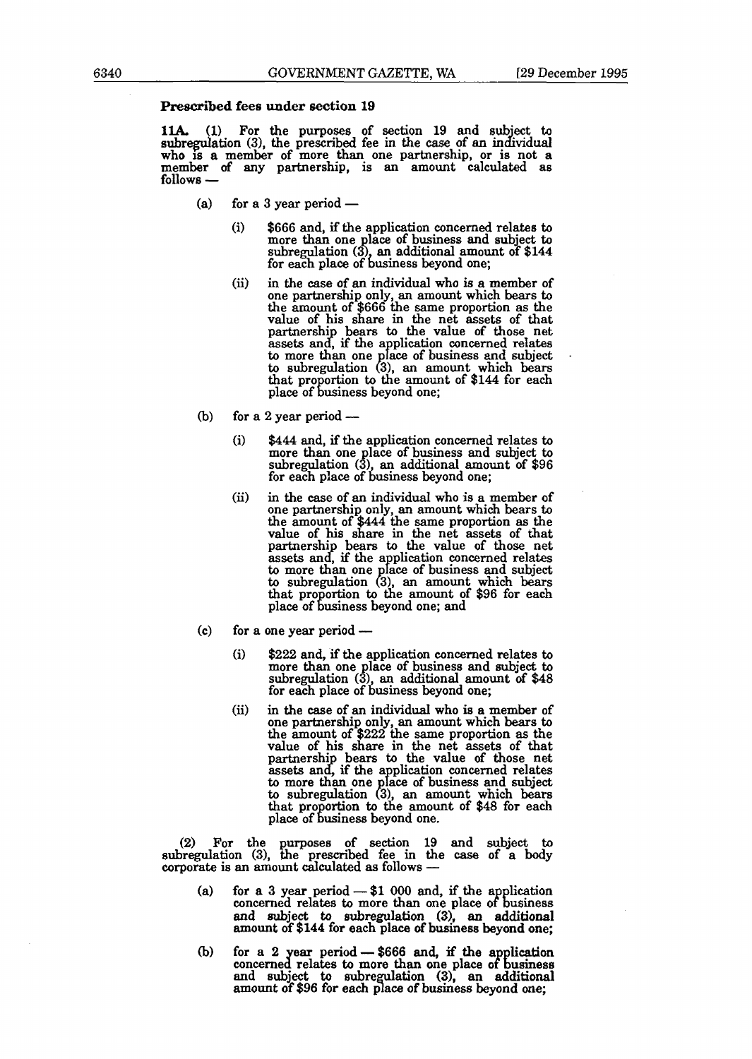### Prescribed fees under section 19

**11A.** (1) For the purposes of section 19 and subject to subregulation (3), the prescribed fee in the case of an individual who is a member of more than one partnership, or is not a member of any partnership, is an amount calculated as follows —

(a) for a 3 year period —

(i) $666 and, if the application concerned relates to more than one place of business and subject to subregulation (3), an additional amount of $144 for each place of business beyond one;

(ii) in the case of an individual who is a member of one partnership only, an amount which bears to the amount of $666 the same proportion as the value of his share in the net assets of that partnership bears to the value of those net assets and, if the application concerned relates to more than one place of business and subject to subregulation (3), an amount which bears that proportion to the amount of $144 for each place of business beyond one;

(b) for a 2 year period —

(i) $444 and, if the application concerned relates to more than one place of business and subject to subregulation (3), an additional amount of $96 for each place of business beyond one;

(ii) in the case of an individual who is a member of one partnership only, an amount which bears to the amount of $444 the same proportion as the value of his share in the net assets of that partnership bears to the value of those net assets and, if the application concerned relates to more than one place of business and subject to subregulation (3), an amount which bears that proportion to the amount of $96 for each place of business beyond one; and

(c) for a one year period —

(i) $222 and, if the application concerned relates to more than one place of business and subject to subregulation (3), an additional amount of $48 for each place of business beyond one;

(ii) in the case of an individual who is a member of one partnership only, an amount which bears to the amount of $222 the same proportion as the value of his share in the net assets of that partnership bears to the value of those net assets and, if the application concerned relates to more than one place of business and subject to subregulation (3), an amount which bears that proportion to the amount of $48 for each place of business beyond one.

(2) For the purposes of section 19 and subject to subregulation (3), the prescribed fee in the case of a body corporate is an amount calculated as follows —

(a) for a 3 year period — $1 000 and, if the application concerned relates to more than one place of business and subject to subregulation (3), an additional amount of $144 for each place of business beyond one;

(b) for a 2 year period — $666 and, if the application concerned relates to more than one place of business and subject to subregulation (3), an additional amount of $96 for each place of business beyond one;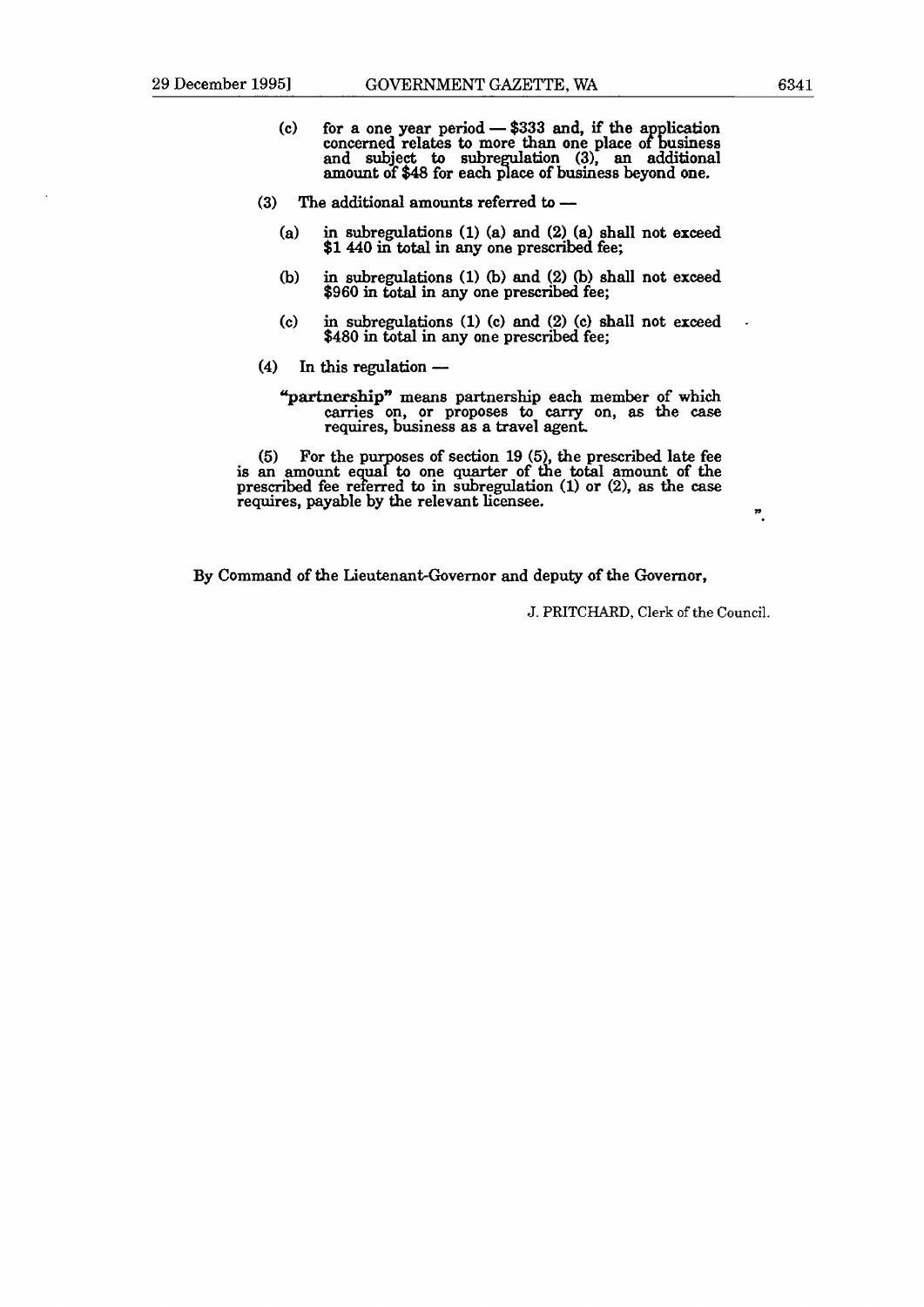(c) for a one year period — \$333 and, if the application concerned relates to more than one place of business and subject to subregulation (3), an additional amount of \$48 for each place of business beyond one.

(3) The additional amounts referred to —

(a) in subregulations (1) (a) and (2) (a) shall not exceed \$1 440 in total in any one prescribed fee;

(b) in subregulations (1) (b) and (2) (b) shall not exceed \$960 in total in any one prescribed fee;

(c) in subregulations (1) (c) and (2) (c) shall not exceed \$480 in total in any one prescribed fee;

(4) In this regulation —

**"partnership"** means partnership each member of which carries on, or proposes to carry on, as the case requires, business as a travel agent.

(5) For the purposes of section 19 (5), the prescribed late fee is an amount equal to one quarter of the total amount of the prescribed fee referred to in subregulation (1) or (2), as the case requires, payable by the relevant licensee.

".

By Command of the Lieutenant-Governor and deputy of the Governor,

J. PRITCHARD, Clerk of the Council.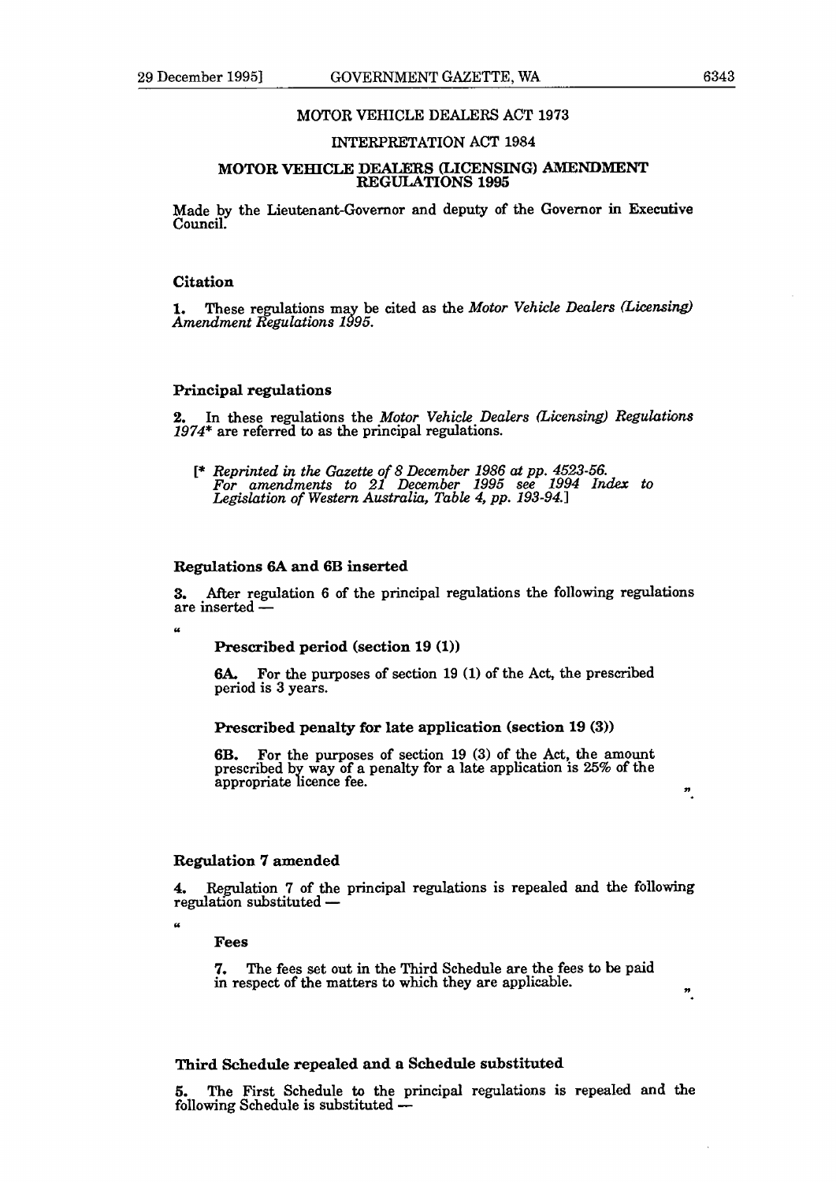# MOTOR VEHICLE DEALERS ACT 1973

## INTERPRETATION ACT 1984

## MOTOR VEHICLE DEALERS (LICENSING) AMENDMENT REGULATIONS 1995

Made by the Lieutenant-Governor and deputy of the Governor in Executive Council.

### Citation

**1.** These regulations may be cited as the *Motor Vehicle Dealers (Licensing) Amendment Regulations 1995.*

### Principal regulations

**2.** In these regulations the *Motor Vehicle Dealers (Licensing) Regulations 1974** are referred to as the principal regulations.

[* *Reprinted in the Gazette of 8 December 1986 at pp. 4523-56. For amendments to 21 December 1995 see 1994 Index to Legislation of Western Australia, Table 4, pp. 193-94.*]

### Regulations 6A and 6B inserted

**3.** After regulation 6 of the principal regulations the following regulations are inserted —

"

**Prescribed period (section 19 (1))**

**6A.** For the purposes of section 19 (1) of the Act, the prescribed period is 3 years.

**Prescribed penalty for late application (section 19 (3))**

**6B.** For the purposes of section 19 (3) of the Act, the amount prescribed by way of a penalty for a late application is 25% of the appropriate licence fee.

".

### Regulation 7 amended

**4.** Regulation 7 of the principal regulations is repealed and the following regulation substituted —

"

**Fees**

**7.** The fees set out in the Third Schedule are the fees to be paid in respect of the matters to which they are applicable.

".

### Third Schedule repealed and a Schedule substituted

**5.** The First Schedule to the principal regulations is repealed and the following Schedule is substituted —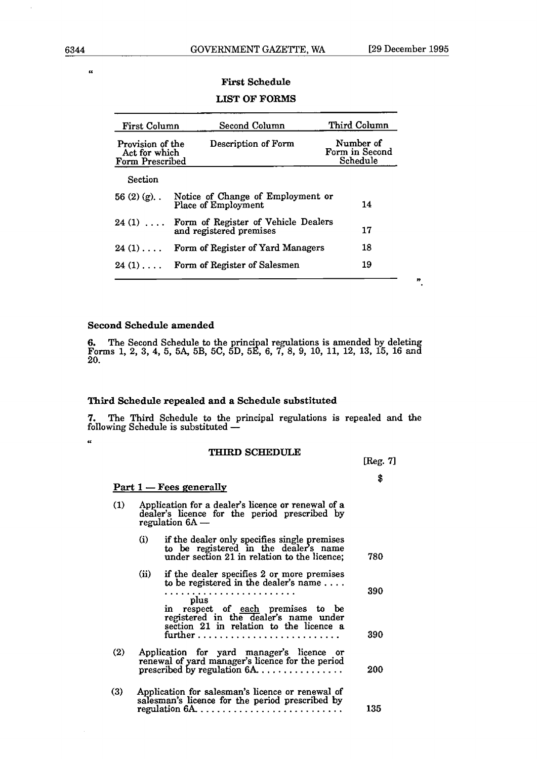"

**First Schedule**

**LIST OF FORMS**

| First Column | Second Column | Third Column |
|---|---|---|
| Provision of the Act for which Form Prescribed | Description of Form | Number of Form in Second Schedule |
| Section | | |
| 56 (2) (g). . | Notice of Change of Employment or Place of Employment | 14 |
| 24 (1) . . . . | Form of Register of Vehicle Dealers and registered premises | 17 |
| 24 (1) . . . . | Form of Register of Yard Managers | 18 |
| 24 (1) . . . . | Form of Register of Salesmen | 19 |

".

**Second Schedule amended**

**6.** The Second Schedule to the principal regulations is amended by deleting Forms 1, 2, 3, 4, 5, 5A, 5B, 5C, 5D, 5E, 6, 7, 8, 9, 10, 11, 12, 13, 15, 16 and 20.

**Third Schedule repealed and a Schedule substituted**

**7.** The Third Schedule to the principal regulations is repealed and the following Schedule is substituted —

"

**THIRD SCHEDULE**

[Reg. 7]

$

**Part 1 — Fees generally**

(1) Application for a dealer's licence or renewal of a dealer's licence for the period prescribed by regulation 6A —

(i) if the dealer only specifies single premises to be registered in the dealer's name under section 21 in relation to the licence; 780

(ii) if the dealer specifies 2 or more premises to be registered in the dealer's name . . . . . . . . . . . . . . . . . . . . . . . . . . . 390
plus
in respect of each premises to be registered in the dealer's name under section 21 in relation to the licence a further . . . . . . . . . . . . . . . . . . . . . . . . . . 390

(2) Application for yard manager's licence or renewal of yard manager's licence for the period prescribed by regulation 6A. . . . . . . . . . . . . . . 200

(3) Application for salesman's licence or renewal of salesman's licence for the period prescribed by regulation 6A. . . . . . . . . . . . . . . . . . . . . . . . . . 135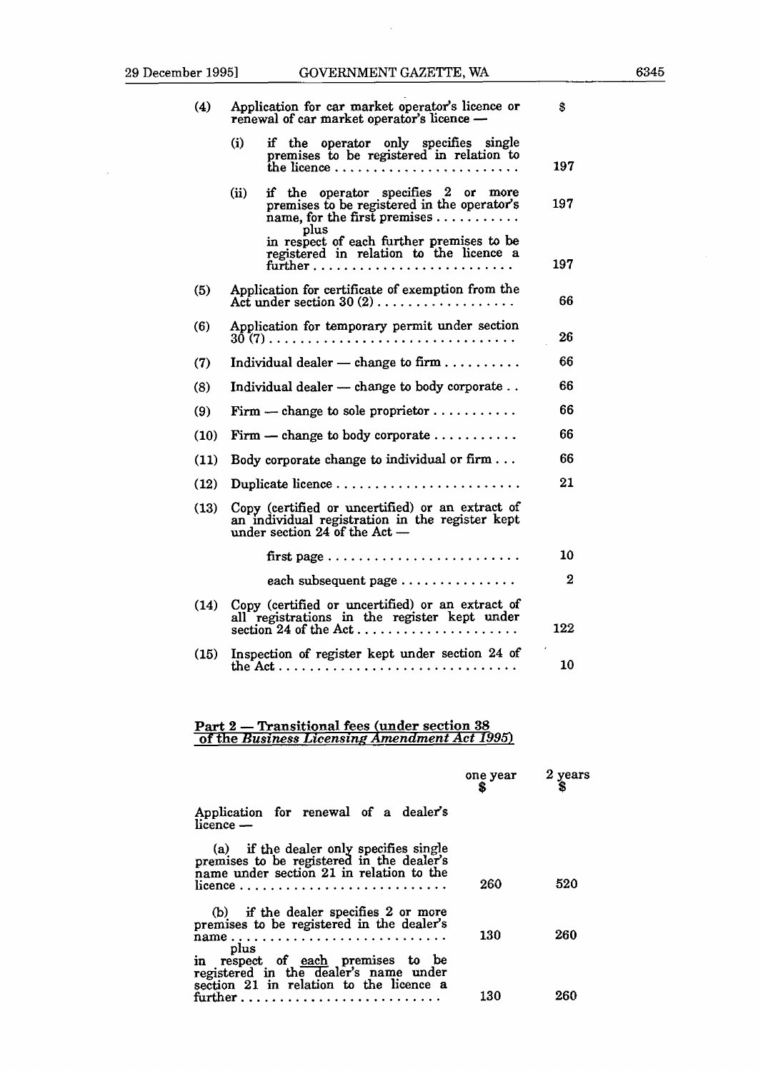| | | $ |
|---|---|---|
| (4) | Application for car market operator's licence or renewal of car market operator's licence — | |
| | (i) if the operator only specifies single premises to be registered in relation to the licence | 197 |
| | (ii) if the operator specifies 2 or more premises to be registered in the operator's name, for the first premises | 197 |
| | plus in respect of each further premises to be registered in relation to the licence a further | 197 |
| (5) | Application for certificate of exemption from the Act under section 30 (2) | 66 |
| (6) | Application for temporary permit under section 30 (7) | 26 |
| (7) | Individual dealer — change to firm | 66 |
| (8) | Individual dealer — change to body corporate | 66 |
| (9) | Firm — change to sole proprietor | 66 |
| (10) | Firm — change to body corporate | 66 |
| (11) | Body corporate change to individual or firm | 66 |
| (12) | Duplicate licence | 21 |
| (13) | Copy (certified or uncertified) or an extract of an individual registration in the register kept under section 24 of the Act — | |
| | first page | 10 |
| | each subsequent page | 2 |
| (14) | Copy (certified or uncertified) or an extract of all registrations in the register kept under section 24 of the Act | 122 |
| (15) | Inspection of register kept under section 24 of the Act | 10 |

## Part 2 — Transitional fees (under section 38 of the *Business Licensing Amendment Act 1995*)

| | one year $ | 2 years $ |
|---|---|---|
| Application for renewal of a dealer's licence — | | |
| (a) if the dealer only specifies single premises to be registered in the dealer's name under section 21 in relation to the licence | 260 | 520 |
| (b) if the dealer specifies 2 or more premises to be registered in the dealer's name | 130 | 260 |
| plus in respect of each premises to be registered in the dealer's name under section 21 in relation to the licence a further | 130 | 260 |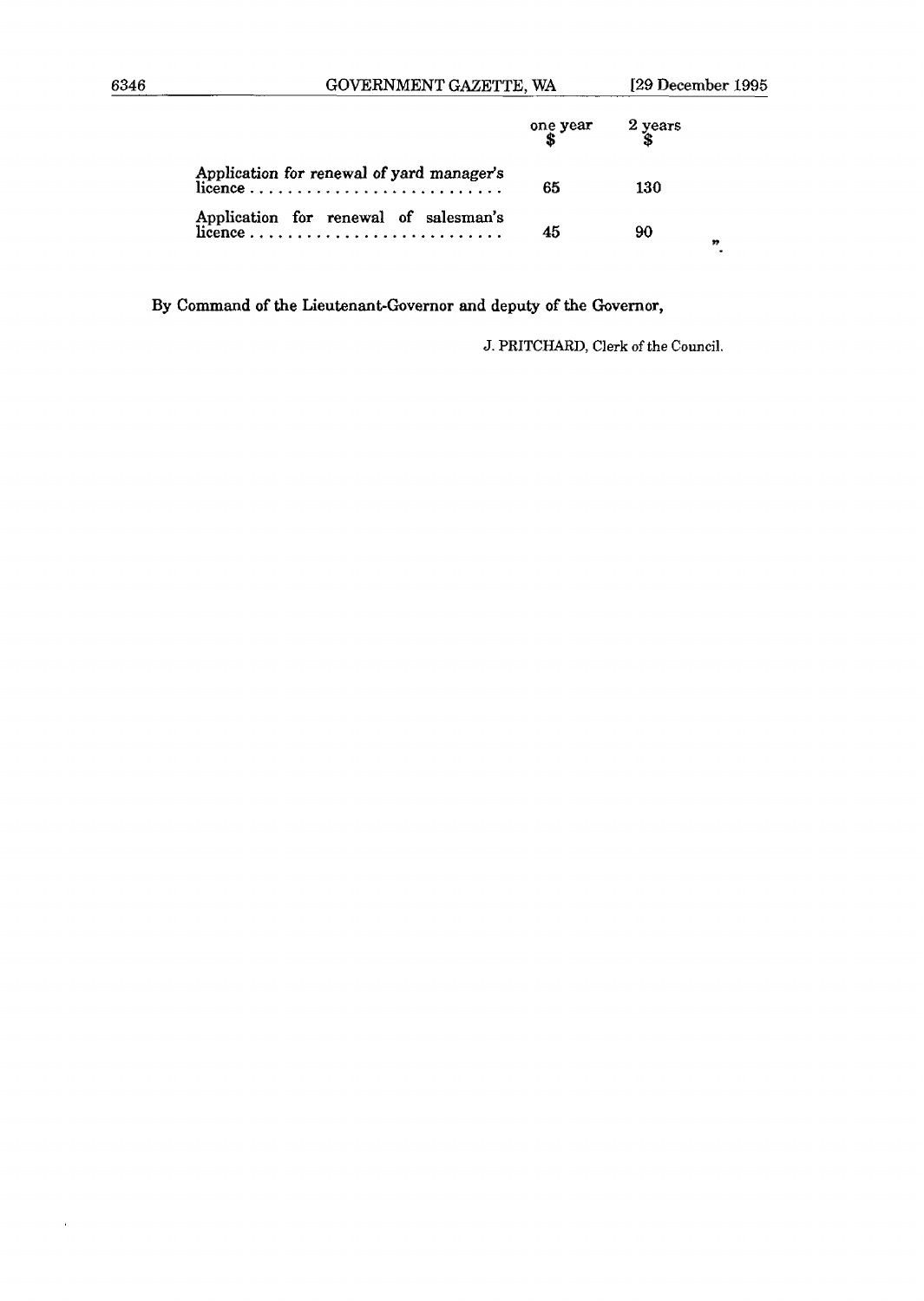| | one year $ | 2 years $ |
|---|---|---|
| Application for renewal of yard manager's licence . . . . . . . . . . . . . . . . . . . . . . . . . . . | 65 | 130 |
| Application for renewal of salesman's licence . . . . . . . . . . . . . . . . . . . . . . . . . . . | 45 | 90 |

".

By Command of the Lieutenant-Governor and deputy of the Governor,

J. PRITCHARD, Clerk of the Council.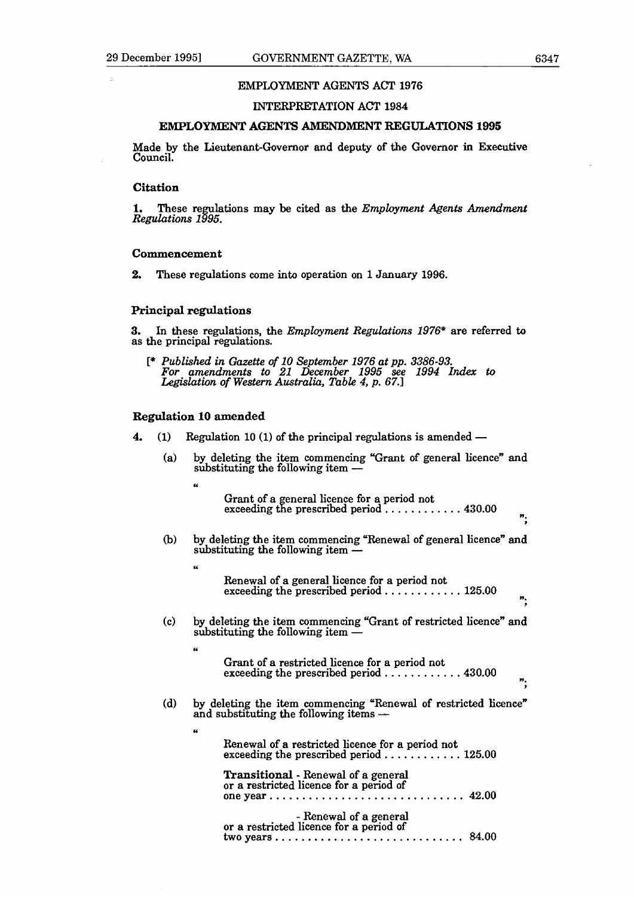EMPLOYMENT AGENTS ACT 1976

INTERPRETATION ACT 1984

**EMPLOYMENT AGENTS AMENDMENT REGULATIONS 1995**

Made by the Lieutenant-Governor and deputy of the Governor in Executive Council.

### Citation

**1.** These regulations may be cited as the *Employment Agents Amendment Regulations 1995*.

### Commencement

**2.** These regulations come into operation on 1 January 1996.

### Principal regulations

**3.** In these regulations, the *Employment Regulations 1976*\* are referred to as the principal regulations.

[\* *Published in Gazette of 10 September 1976 at pp. 3386-93. For amendments to 21 December 1995 see 1994 Index to Legislation of Western Australia, Table 4, p. 67.*]

### Regulation 10 amended

**4.** (1) Regulation 10 (1) of the principal regulations is amended —

(a) by deleting the item commencing "Grant of general licence" and substituting the following item —

"

Grant of a general licence for a period not exceeding the prescribed period . . . . . . . . . . . . 430.00

";

(b) by deleting the item commencing "Renewal of general licence" and substituting the following item —

"

Renewal of a general licence for a period not exceeding the prescribed period . . . . . . . . . . . . 125.00

";

(c) by deleting the item commencing "Grant of restricted licence" and substituting the following item —

"

Grant of a restricted licence for a period not exceeding the prescribed period . . . . . . . . . . . . 430.00

";

(d) by deleting the item commencing "Renewal of restricted licence" and substituting the following items —

"

Renewal of a restricted licence for a period not exceeding the prescribed period . . . . . . . . . . . . 125.00

**Transitional** - Renewal of a general or a restricted licence for a period of one year . . . . . . . . . . . . . . . . . . . . . . . . . . . . . . 42.00

- Renewal of a general or a restricted licence for a period of two years . . . . . . . . . . . . . . . . . . . . . . . . . . . . 84.00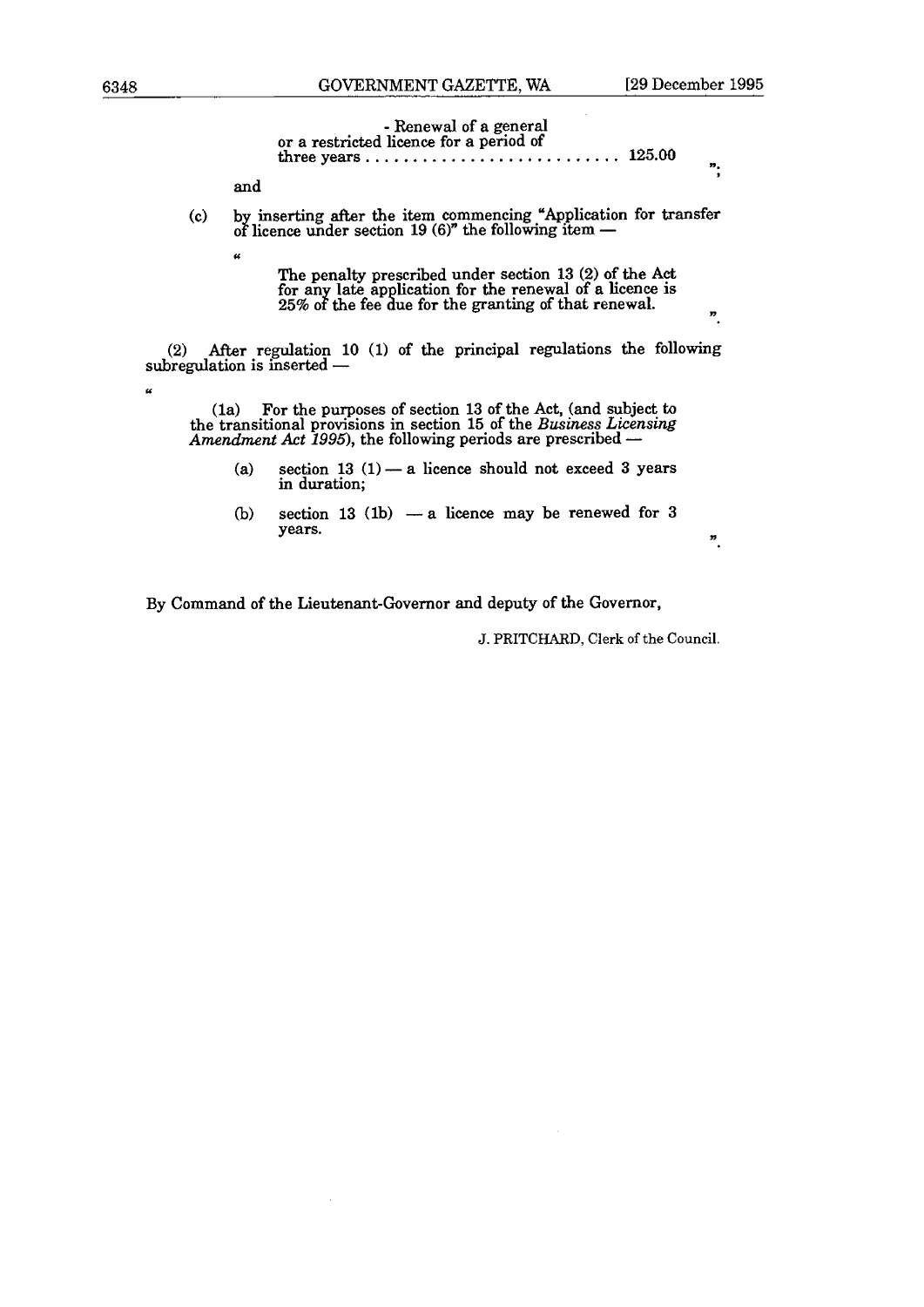- Renewal of a general or a restricted licence for a period of three years . . . . . . . . . . . . . . . . . . . . . . . . . . 125.00

";

and

(c) by inserting after the item commencing "Application for transfer of licence under section 19 (6)" the following item —

"

The penalty prescribed under section 13 (2) of the Act for any late application for the renewal of a licence is 25% of the fee due for the granting of that renewal.

".

(2) After regulation 10 (1) of the principal regulations the following subregulation is inserted —

"

(1a) For the purposes of section 13 of the Act, (and subject to the transitional provisions in section 15 of the *Business Licensing Amendment Act 1995*), the following periods are prescribed —

(a) section 13 (1) — a licence should not exceed 3 years in duration;

(b) section 13 (1b) — a licence may be renewed for 3 years.

".

By Command of the Lieutenant-Governor and deputy of the Governor,

J. PRITCHARD, Clerk of the Council.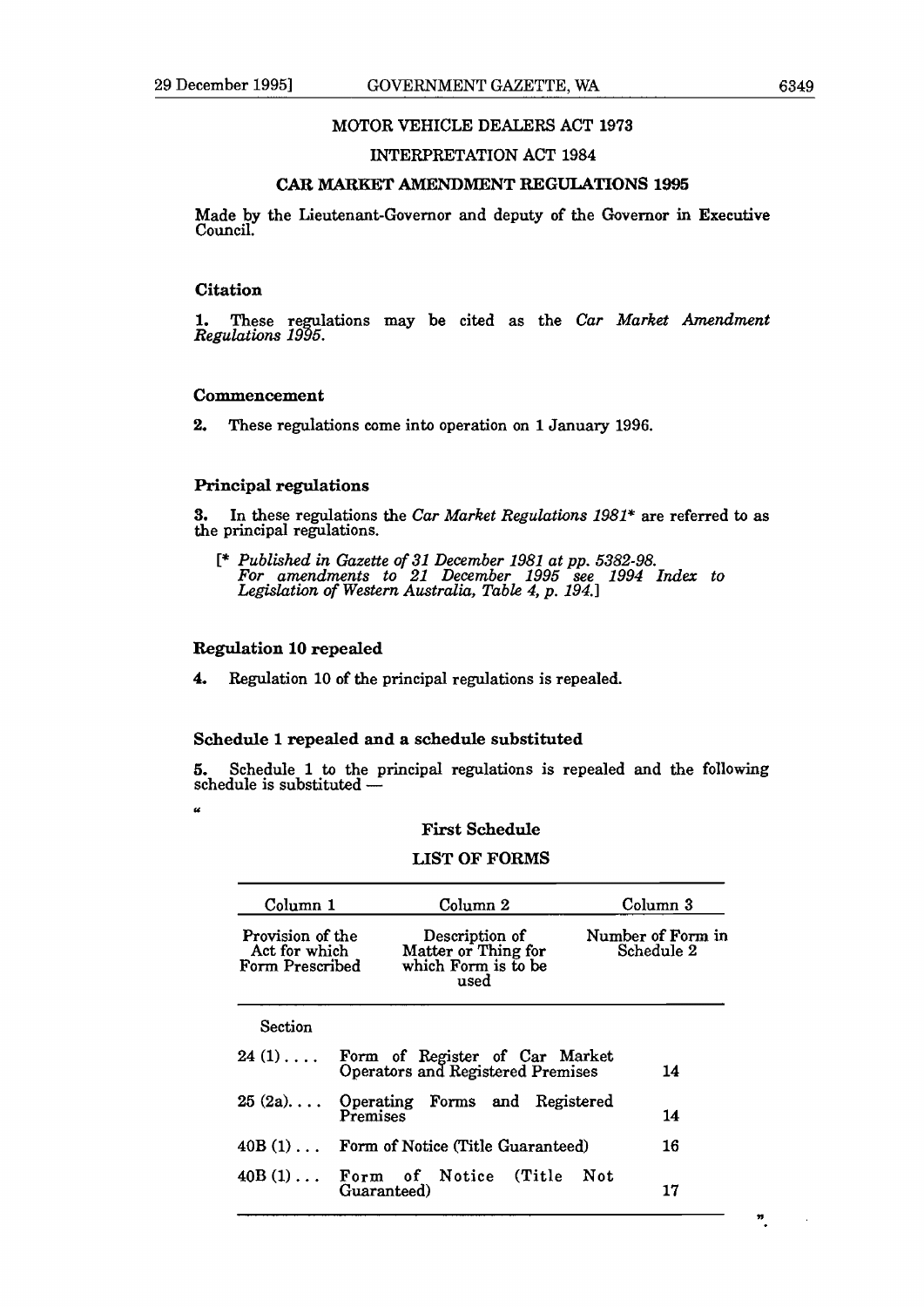MOTOR VEHICLE DEALERS ACT 1973

INTERPRETATION ACT 1984

## CAR MARKET AMENDMENT REGULATIONS 1995

Made by the Lieutenant-Governor and deputy of the Governor in Executive Council.

### Citation

**1.** These regulations may be cited as the *Car Market Amendment Regulations 1995*.

### Commencement

**2.** These regulations come into operation on 1 January 1996.

### Principal regulations

**3.** In these regulations the *Car Market Regulations 1981** are referred to as the principal regulations.

[* *Published in Gazette of 31 December 1981 at pp. 5382-98. For amendments to 21 December 1995 see 1994 Index to Legislation of Western Australia, Table 4, p. 194.*]

### Regulation 10 repealed

**4.** Regulation 10 of the principal regulations is repealed.

### Schedule 1 repealed and a schedule substituted

**5.** Schedule 1 to the principal regulations is repealed and the following schedule is substituted —

"

**First Schedule**

LIST OF FORMS

| Column 1 | Column 2 | Column 3 |
|---|---|---|
| Provision of the Act for which Form Prescribed | Description of Matter or Thing for which Form is to be used | Number of Form in Schedule 2 |
| Section | | |
| 24 (1).... | Form of Register of Car Market Operators and Registered Premises | 14 |
| 25 (2a).... | Operating Forms and Registered Premises | 14 |
| 40B (1)... | Form of Notice (Title Guaranteed) | 16 |
| 40B (1)... | Form of Notice (Title Not Guaranteed) | 17 |

".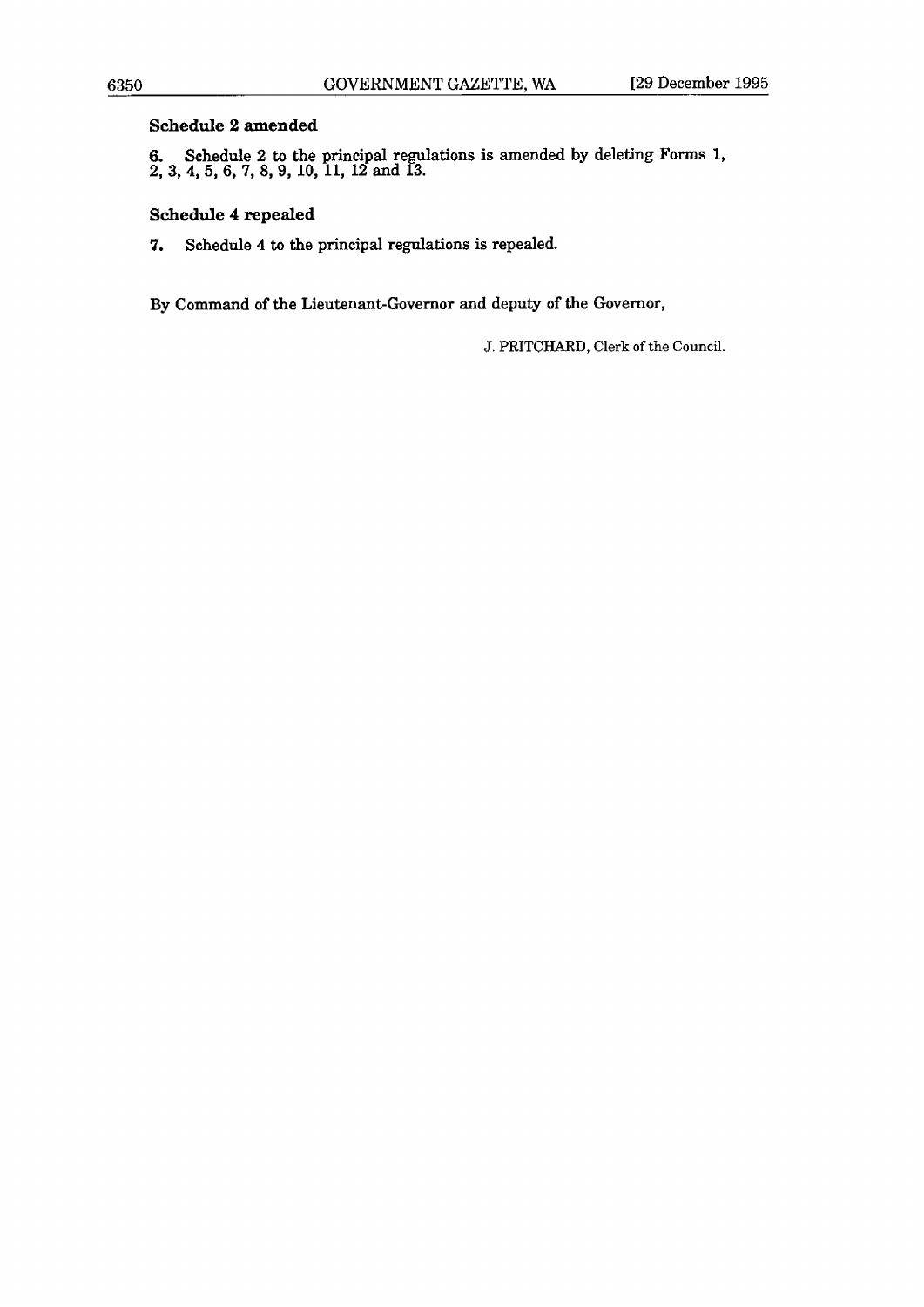### Schedule 2 amended

**6.** Schedule 2 to the principal regulations is amended by deleting Forms 1, 2, 3, 4, 5, 6, 7, 8, 9, 10, 11, 12 and 13.

### Schedule 4 repealed

**7.** Schedule 4 to the principal regulations is repealed.

By Command of the Lieutenant-Governor and deputy of the Governor,

J. PRITCHARD, Clerk of the Council.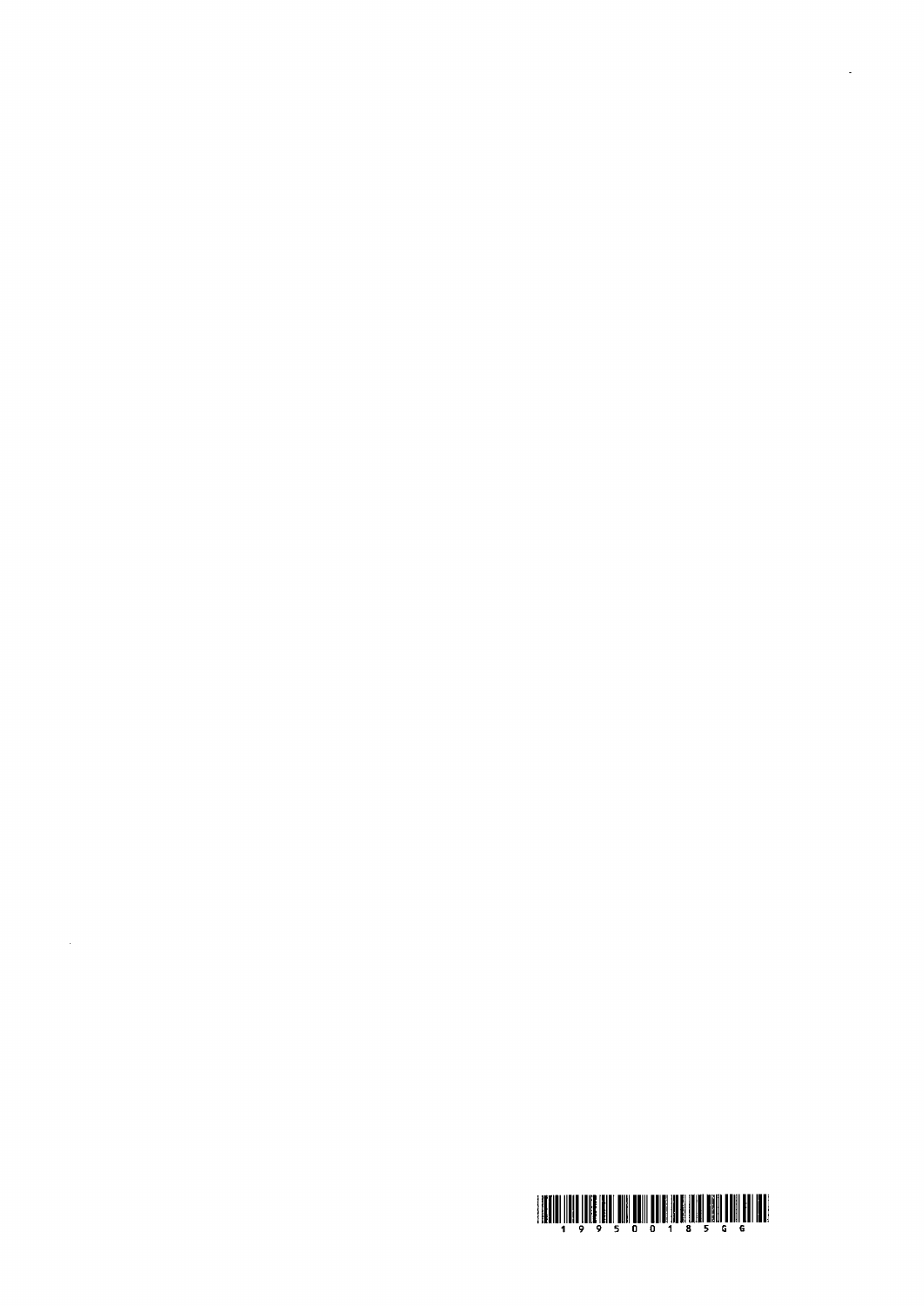1 9 9 5 0 0 1 8 5 6 6